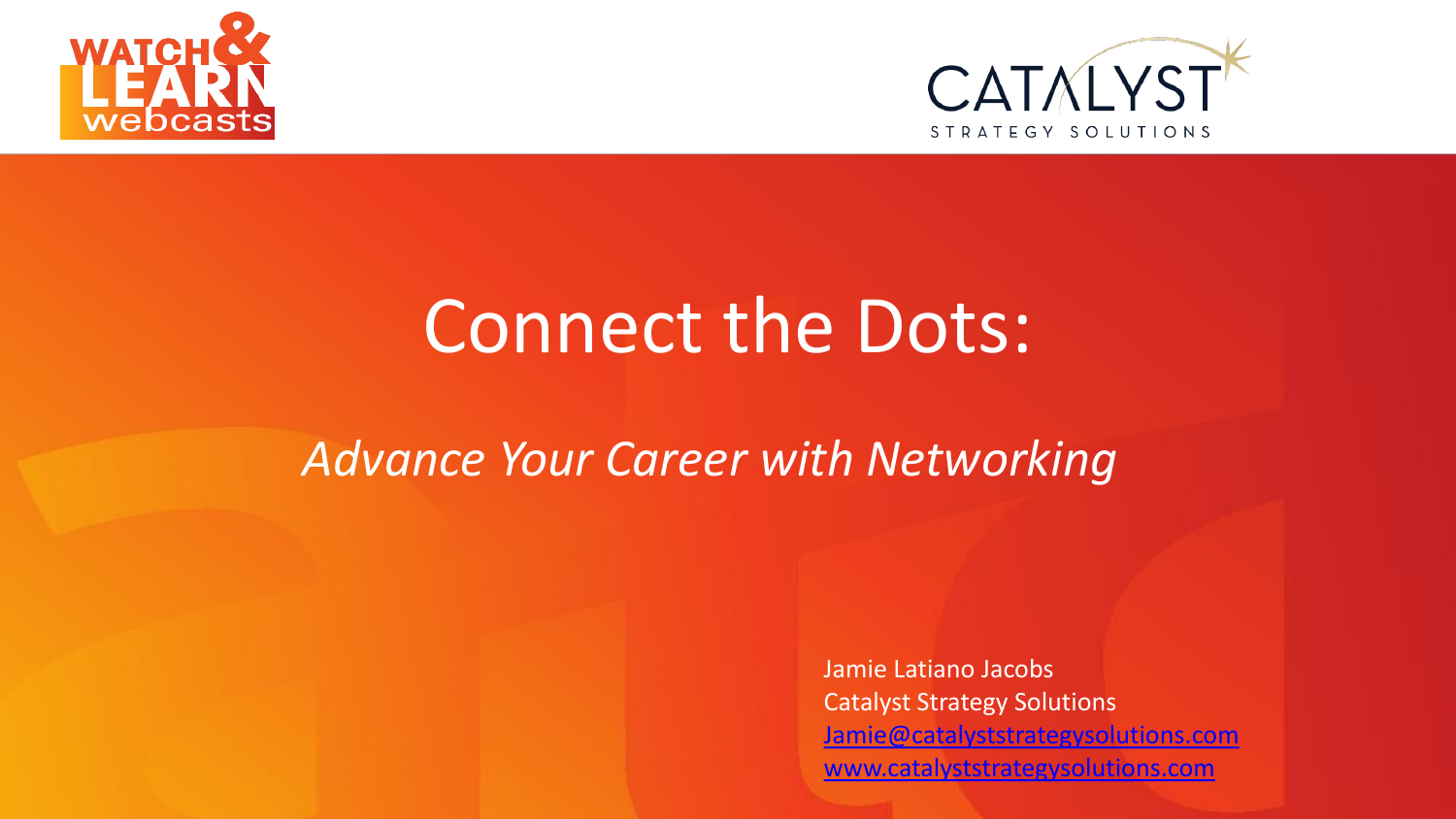# Connect the Dots:

## *Advance Your Career with Networking*

Jamie Latiano Jacobs
Catalyst Strategy Solutions
Jamie@catalyststrategysolutions.com
www.catalyststrategysolutions.com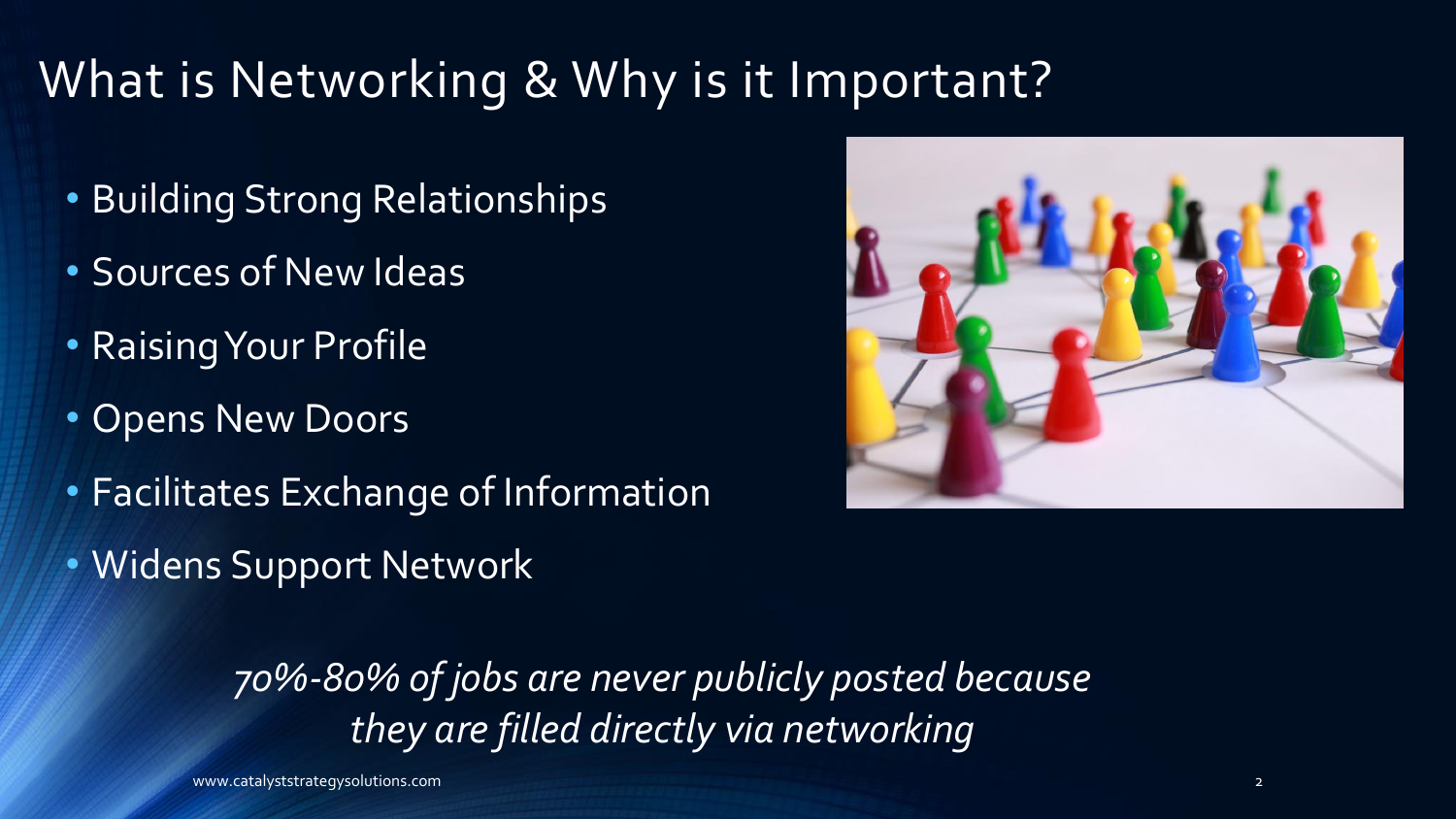# What is Networking & Why is it Important?

- Building Strong Relationships
- Sources of New Ideas
- Raising Your Profile
- Opens New Doors
- Facilitates Exchange of Information
- Widens Support Network

*70%-80% of jobs are never publicly posted because they are filled directly via networking*

www.catalyststrategysolutions.com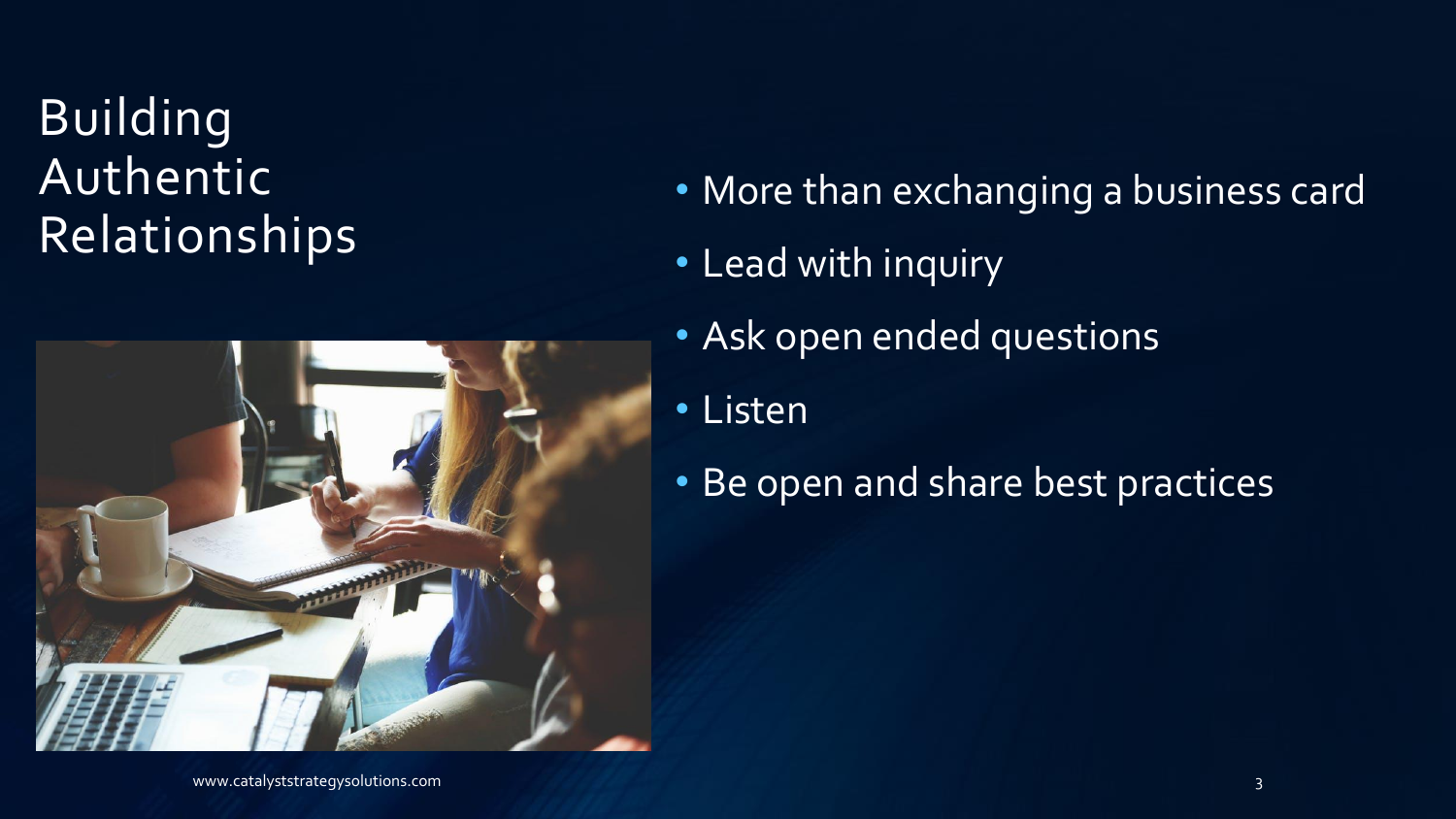# Building Authentic Relationships

- More than exchanging a business card
- Lead with inquiry
- Ask open ended questions
- Listen
- Be open and share best practices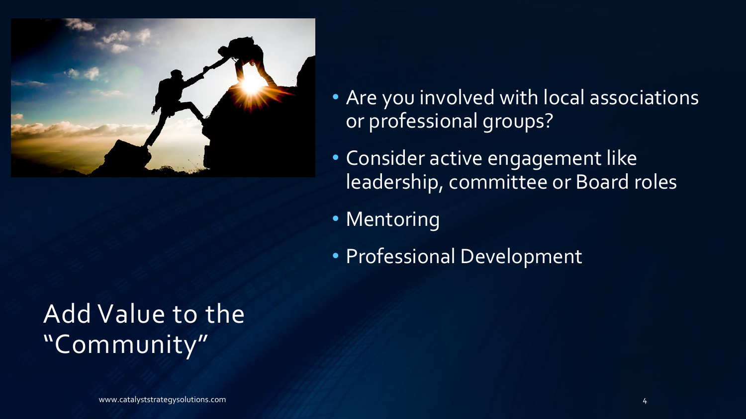# Add Value to the "Community"

- Are you involved with local associations or professional groups?
- Consider active engagement like leadership, committee or Board roles
- Mentoring
- Professional Development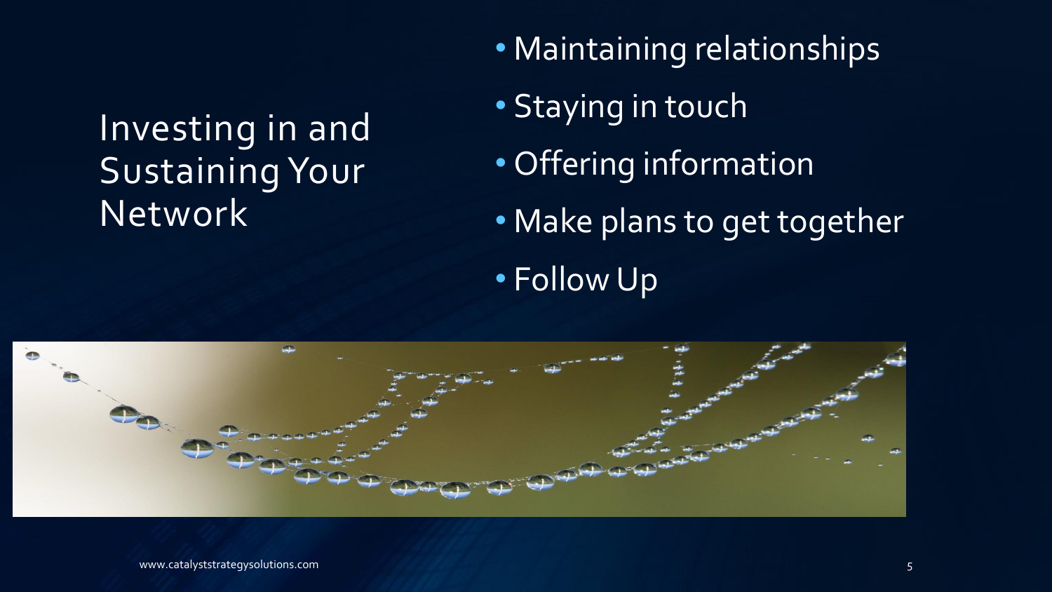# Investing in and Sustaining Your Network

- Maintaining relationships
- Staying in touch
- Offering information
- Make plans to get together
- Follow Up

www.catalyststrategysolutions.com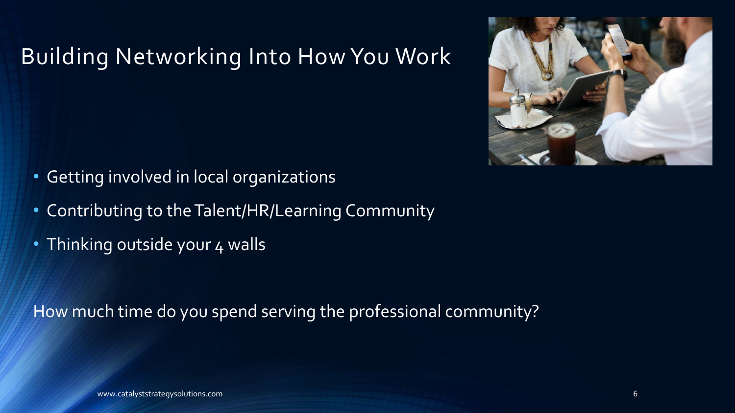# Building Networking Into How You Work

- Getting involved in local organizations
- Contributing to the Talent/HR/Learning Community
- Thinking outside your 4 walls

How much time do you spend serving the professional community?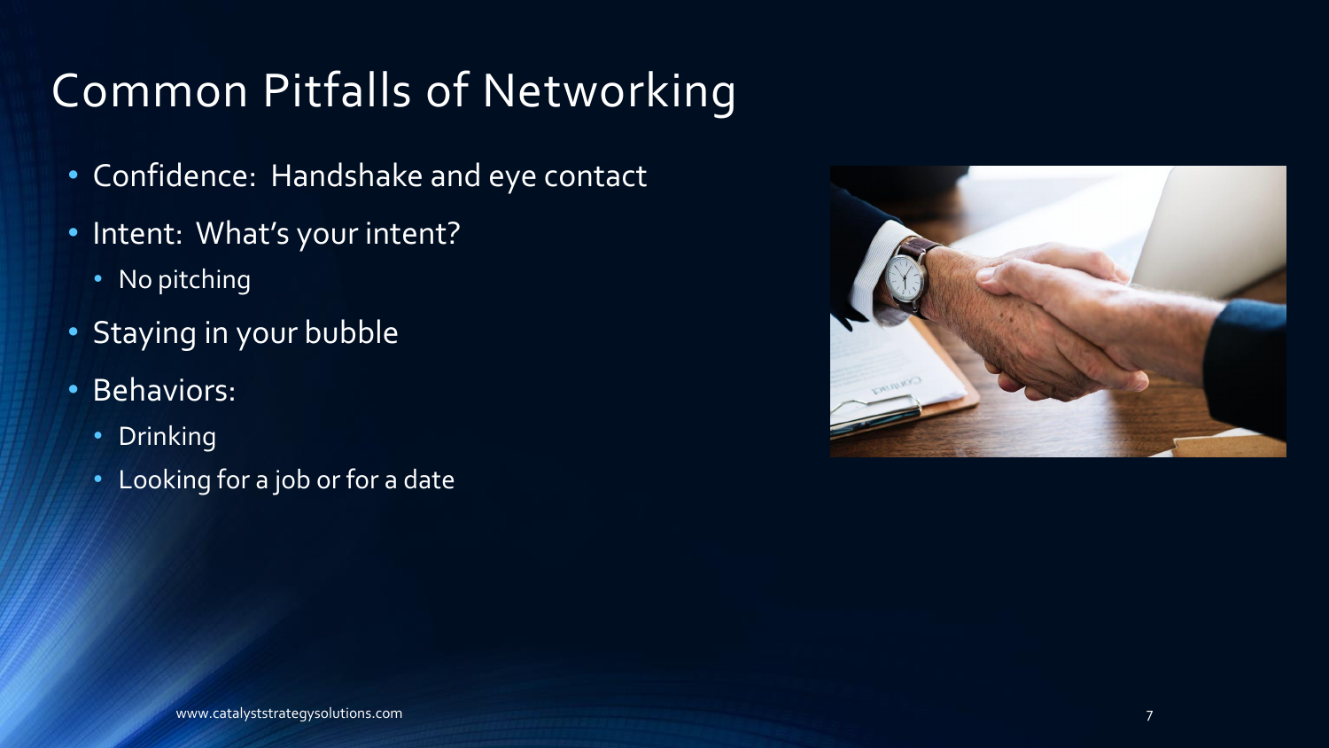# Common Pitfalls of Networking

- Confidence: Handshake and eye contact
- Intent: What's your intent?
  - No pitching
- Staying in your bubble
- Behaviors:
  - Drinking
  - Looking for a job or for a date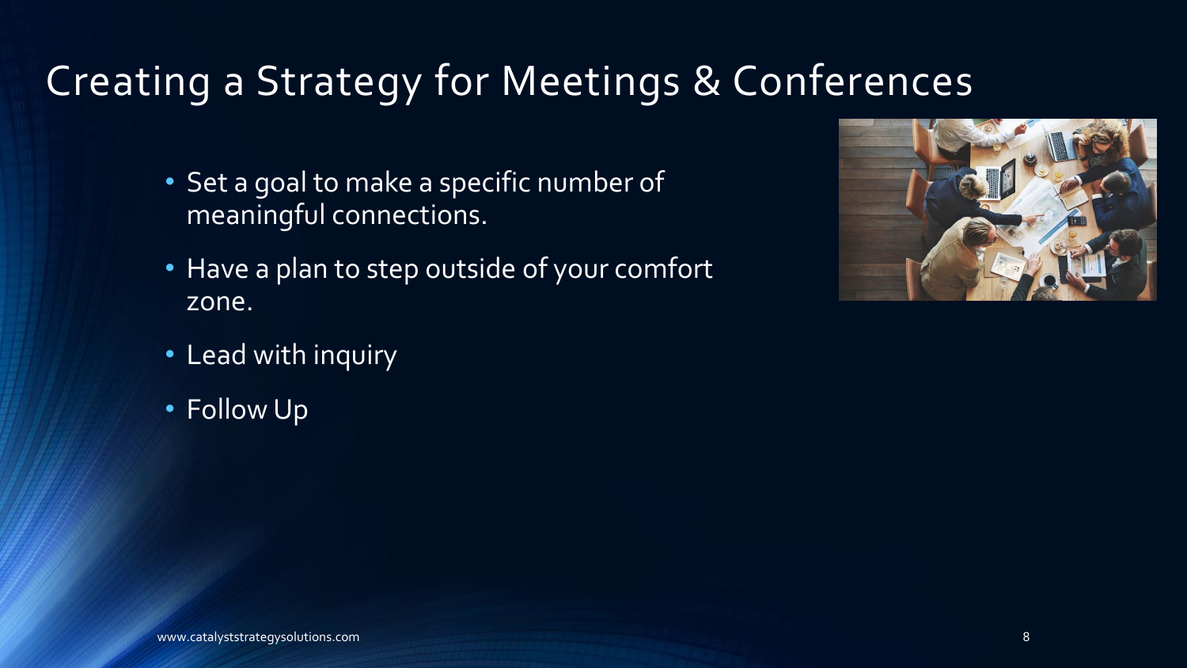# Creating a Strategy for Meetings & Conferences

- Set a goal to make a specific number of meaningful connections.
- Have a plan to step outside of your comfort zone.
- Lead with inquiry
- Follow Up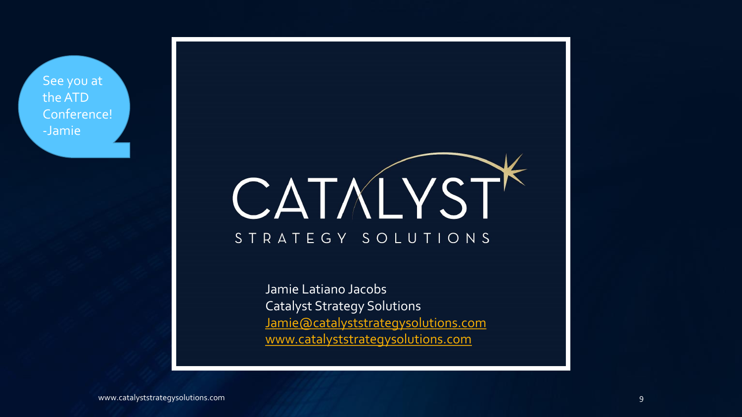See you at the ATD Conference!
-Jamie

CATALYST

STRATEGY SOLUTIONS

Jamie Latiano Jacobs
Catalyst Strategy Solutions
Jamie@catalyststrategysolutions.com
www.catalyststrategysolutions.com